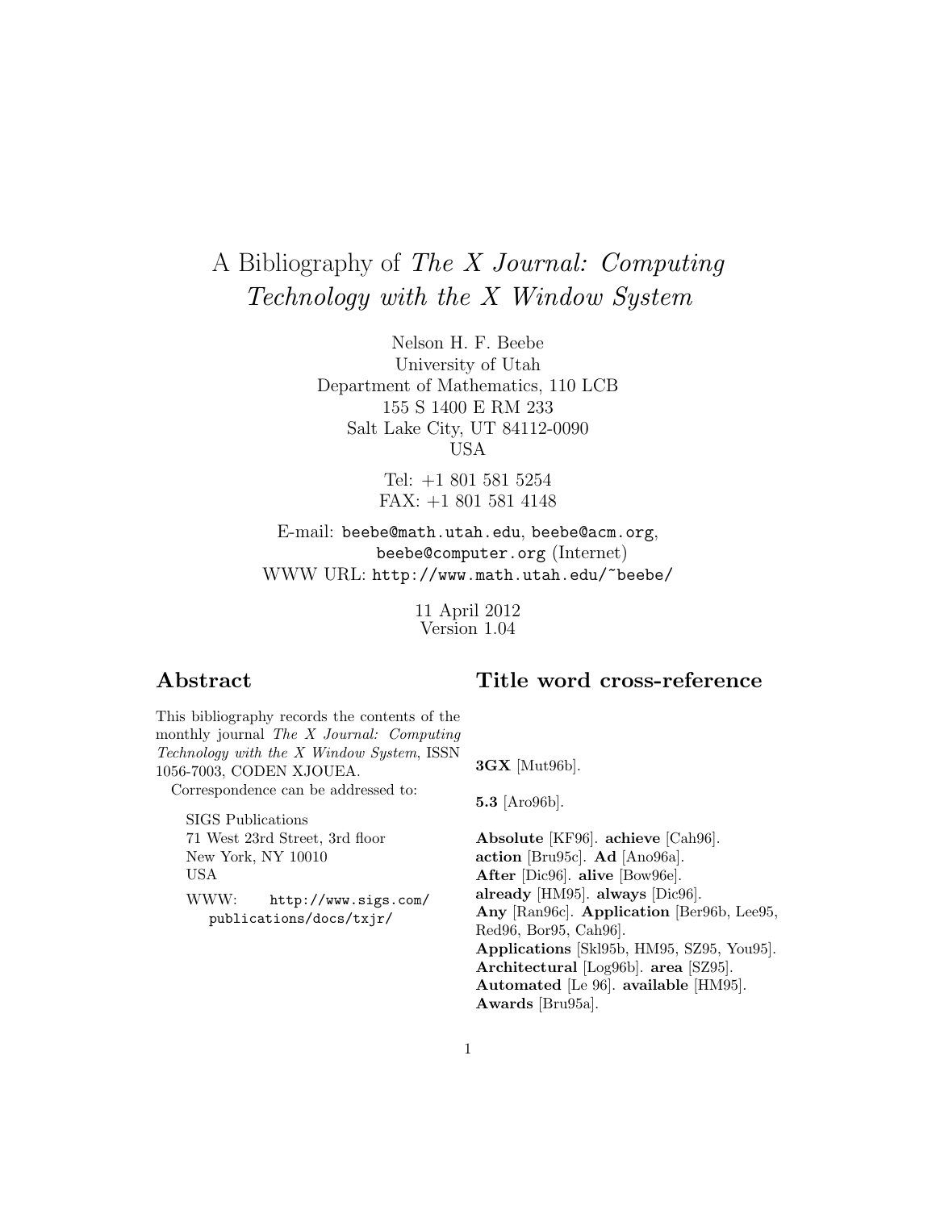# A Bibliography of *The X Journal: Computing Technology with the X Window System*

Nelson H. F. Beebe
University of Utah
Department of Mathematics, 110 LCB
155 S 1400 E RM 233
Salt Lake City, UT 84112-0090
USA

Tel: +1 801 581 5254
FAX: +1 801 581 4148

E-mail: `beebe@math.utah.edu`, `beebe@acm.org`, `beebe@computer.org` (Internet)
WWW URL: `http://www.math.utah.edu/~beebe/`

11 April 2012
Version 1.04

## Abstract

This bibliography records the contents of the monthly journal *The X Journal: Computing Technology with the X Window System*, ISSN 1056-7003, CODEN XJOUEA.

Correspondence can be addressed to:

SIGS Publications
71 West 23rd Street, 3rd floor
New York, NY 10010
USA

WWW: `http://www.sigs.com/publications/docs/txjr/`

## Title word cross-reference

**3GX** [Mut96b].

**5.3** [Aro96b].

**Absolute** [KF96]. **achieve** [Cah96]. **action** [Bru95c]. **Ad** [Ano96a]. **After** [Dic96]. **alive** [Bow96e]. **already** [HM95]. **always** [Dic96]. **Any** [Ran96c]. **Application** [Ber96b, Lee95, Red96, Bor95, Cah96]. **Applications** [Skl95b, HM95, SZ95, You95]. **Architectural** [Log96b]. **area** [SZ95]. **Automated** [Le 96]. **available** [HM95]. **Awards** [Bru95a].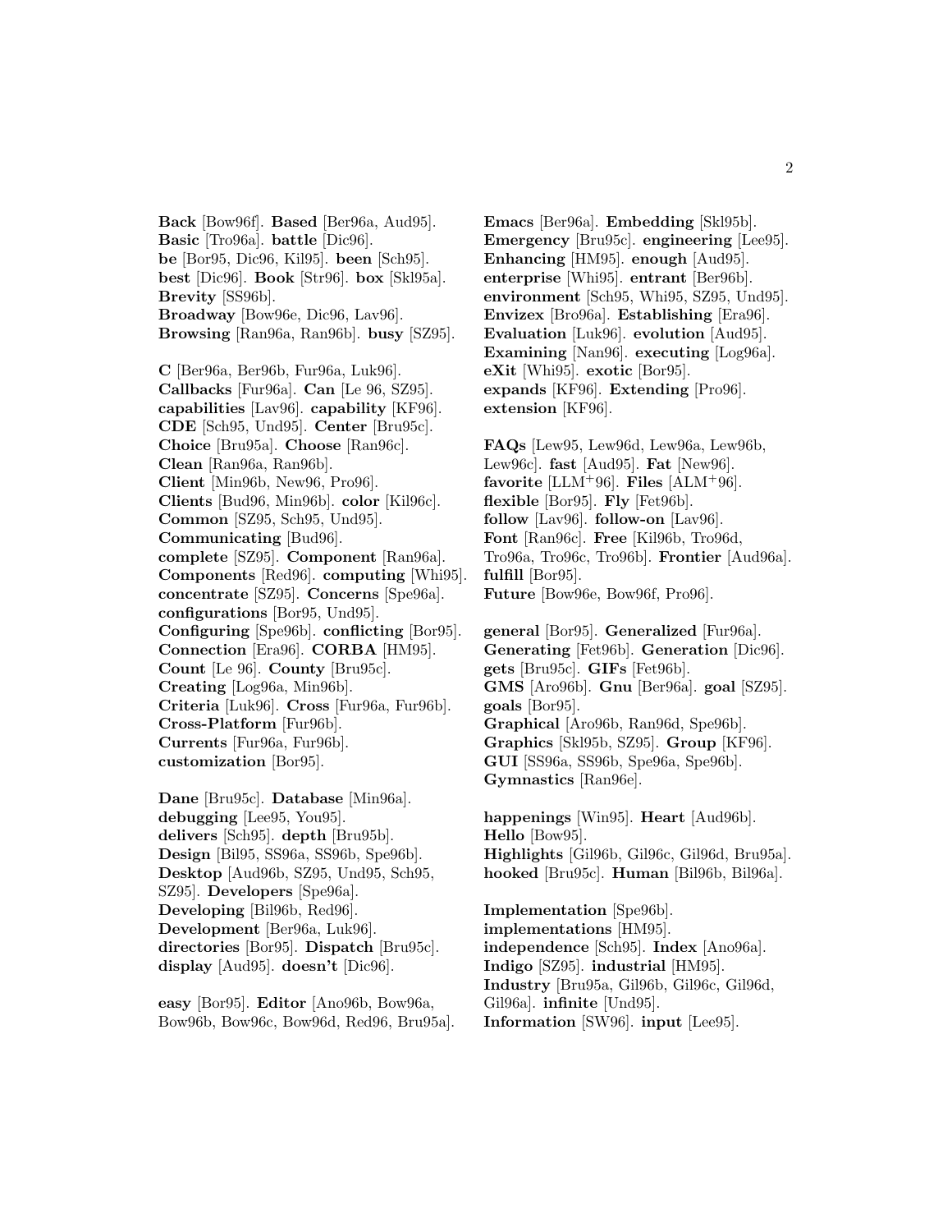**Back** [Bow96f]. **Based** [Ber96a, Aud95]. **Basic** [Tro96a]. **battle** [Dic96]. **be** [Bor95, Dic96, Kil95]. **been** [Sch95]. **best** [Dic96]. **Book** [Str96]. **box** [Skl95a]. **Brevity** [SS96b]. **Broadway** [Bow96e, Dic96, Lav96]. **Browsing** [Ran96a, Ran96b]. **busy** [SZ95].

**C** [Ber96a, Ber96b, Fur96a, Luk96]. **Callbacks** [Fur96a]. **Can** [Le 96, SZ95]. **capabilities** [Lav96]. **capability** [KF96]. **CDE** [Sch95, Und95]. **Center** [Bru95c]. **Choice** [Bru95a]. **Choose** [Ran96c]. **Clean** [Ran96a, Ran96b]. **Client** [Min96b, New96, Pro96]. **Clients** [Bud96, Min96b]. **color** [Kil96c]. **Common** [SZ95, Sch95, Und95]. **Communicating** [Bud96]. **complete** [SZ95]. **Component** [Ran96a]. **Components** [Red96]. **computing** [Whi95]. **concentrate** [SZ95]. **Concerns** [Spe96a]. **configurations** [Bor95, Und95]. **Configuring** [Spe96b]. **conflicting** [Bor95]. **Connection** [Era96]. **CORBA** [HM95]. **Count** [Le 96]. **County** [Bru95c]. **Creating** [Log96a, Min96b]. **Criteria** [Luk96]. **Cross** [Fur96a, Fur96b]. **Cross-Platform** [Fur96b]. **Currents** [Fur96a, Fur96b]. **customization** [Bor95].

**Dane** [Bru95c]. **Database** [Min96a]. **debugging** [Lee95, You95]. **delivers** [Sch95]. **depth** [Bru95b]. **Design** [Bil95, SS96a, SS96b, Spe96b]. **Desktop** [Aud96b, SZ95, Und95, Sch95, SZ95]. **Developers** [Spe96a]. **Developing** [Bil96b, Red96]. **Development** [Ber96a, Luk96]. **directories** [Bor95]. **Dispatch** [Bru95c]. **display** [Aud95]. **doesn't** [Dic96].

**easy** [Bor95]. **Editor** [Ano96b, Bow96a, Bow96b, Bow96c, Bow96d, Red96, Bru95a]. **Emacs** [Ber96a]. **Embedding** [Skl95b]. **Emergency** [Bru95c]. **engineering** [Lee95]. **Enhancing** [HM95]. **enough** [Aud95]. **enterprise** [Whi95]. **entrant** [Ber96b]. **environment** [Sch95, Whi95, SZ95, Und95]. **Envizex** [Bro96a]. **Establishing** [Era96]. **Evaluation** [Luk96]. **evolution** [Aud95]. **Examining** [Nan96]. **executing** [Log96a]. **eXit** [Whi95]. **exotic** [Bor95]. **expands** [KF96]. **Extending** [Pro96]. **extension** [KF96].

**FAQs** [Lew95, Lew96d, Lew96a, Lew96b, Lew96c]. **fast** [Aud95]. **Fat** [New96]. **favorite** [LLM+96]. **Files** [ALM+96]. **flexible** [Bor95]. **Fly** [Fet96b]. **follow** [Lav96]. **follow-on** [Lav96]. **Font** [Ran96c]. **Free** [Kil96b, Tro96d, Tro96a, Tro96c, Tro96b]. **Frontier** [Aud96a]. **fulfill** [Bor95]. **Future** [Bow96e, Bow96f, Pro96].

**general** [Bor95]. **Generalized** [Fur96a]. **Generating** [Fet96b]. **Generation** [Dic96]. **gets** [Bru95c]. **GIFs** [Fet96b]. **GMS** [Aro96b]. **Gnu** [Ber96a]. **goal** [SZ95]. **goals** [Bor95]. **Graphical** [Aro96b, Ran96d, Spe96b]. **Graphics** [Skl95b, SZ95]. **Group** [KF96]. **GUI** [SS96a, SS96b, Spe96a, Spe96b]. **Gymnastics** [Ran96e].

**happenings** [Win95]. **Heart** [Aud96b]. **Hello** [Bow95]. **Highlights** [Gil96b, Gil96c, Gil96d, Bru95a]. **hooked** [Bru95c]. **Human** [Bil96b, Bil96a].

**Implementation** [Spe96b]. **implementations** [HM95]. **independence** [Sch95]. **Index** [Ano96a]. **Indigo** [SZ95]. **industrial** [HM95]. **Industry** [Bru95a, Gil96b, Gil96c, Gil96d, Gil96a]. **infinite** [Und95]. **Information** [SW96]. **input** [Lee95].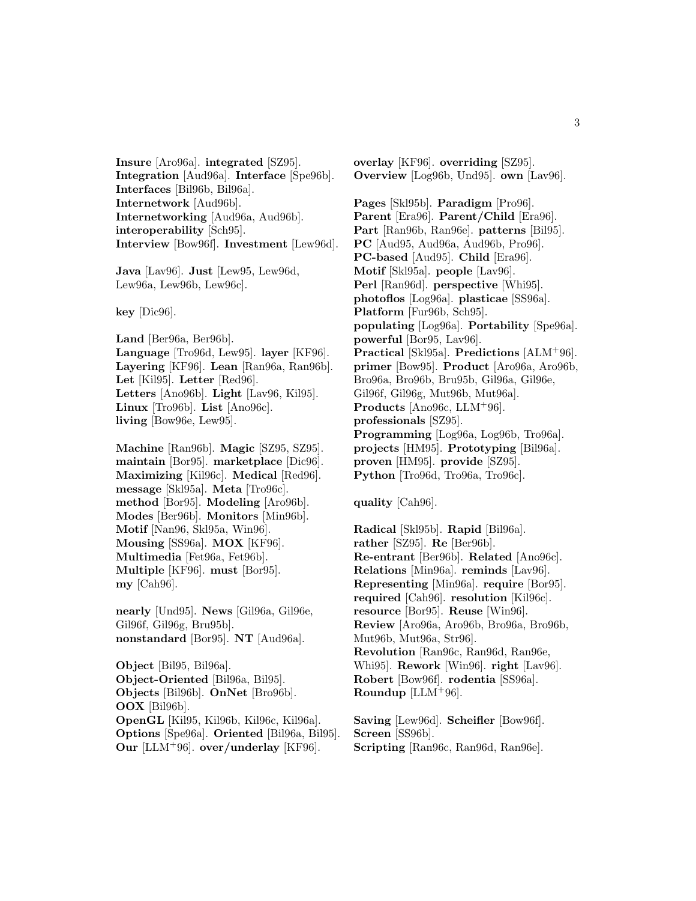**Insure** [Aro96a]. **integrated** [SZ95]. **Integration** [Aud96a]. **Interface** [Spe96b]. **Interfaces** [Bil96b, Bil96a]. **Internetwork** [Aud96b]. **Internetworking** [Aud96a, Aud96b]. **interoperability** [Sch95]. **Interview** [Bow96f]. **Investment** [Lew96d].

**Java** [Lav96]. **Just** [Lew95, Lew96d, Lew96a, Lew96b, Lew96c].

**key** [Dic96].

**Land** [Ber96a, Ber96b]. **Language** [Tro96d, Lew95]. **layer** [KF96]. **Layering** [KF96]. **Lean** [Ran96a, Ran96b]. **Let** [Kil95]. **Letter** [Red96]. **Letters** [Ano96b]. **Light** [Lav96, Kil95]. **Linux** [Tro96b]. **List** [Ano96c]. **living** [Bow96e, Lew95].

**Machine** [Ran96b]. **Magic** [SZ95, SZ95]. **maintain** [Bor95]. **marketplace** [Dic96]. **Maximizing** [Kil96c]. **Medical** [Red96]. **message** [Skl95a]. **Meta** [Tro96c]. **method** [Bor95]. **Modeling** [Aro96b]. **Modes** [Ber96b]. **Monitors** [Min96b]. **Motif** [Nan96, Skl95a, Win96]. **Mousing** [SS96a]. **MOX** [KF96]. **Multimedia** [Fet96a, Fet96b]. **Multiple** [KF96]. **must** [Bor95]. **my** [Cah96].

**nearly** [Und95]. **News** [Gil96a, Gil96e, Gil96f, Gil96g, Bru95b]. **nonstandard** [Bor95]. **NT** [Aud96a].

**Object** [Bil95, Bil96a]. **Object-Oriented** [Bil96a, Bil95]. **Objects** [Bil96b]. **OnNet** [Bro96b]. **OOX** [Bil96b]. **OpenGL** [Kil95, Kil96b, Kil96c, Kil96a]. **Options** [Spe96a]. **Oriented** [Bil96a, Bil95]. **Our** [LLM+96]. **over/underlay** [KF96]. **overlay** [KF96]. **overriding** [SZ95]. **Overview** [Log96b, Und95]. **own** [Lav96].

**Pages** [Skl95b]. **Paradigm** [Pro96]. **Parent** [Era96]. **Parent/Child** [Era96]. **Part** [Ran96b, Ran96e]. **patterns** [Bil95]. **PC** [Aud95, Aud96a, Aud96b, Pro96]. **PC-based** [Aud95]. **Child** [Era96]. **Motif** [Skl95a]. **people** [Lav96]. **Perl** [Ran96d]. **perspective** [Whi95]. **photoflos** [Log96a]. **plasticae** [SS96a]. **Platform** [Fur96b, Sch95]. **populating** [Log96a]. **Portability** [Spe96a]. **powerful** [Bor95, Lav96]. **Practical** [Skl95a]. **Predictions** [ALM+96]. **primer** [Bow95]. **Product** [Aro96a, Aro96b, Bro96a, Bro96b, Bru95b, Gil96a, Gil96e, Gil96f, Gil96g, Mut96b, Mut96a]. **Products** [Ano96c, LLM+96]. **professionals** [SZ95]. **Programming** [Log96a, Log96b, Tro96a]. **projects** [HM95]. **Prototyping** [Bil96a]. **proven** [HM95]. **provide** [SZ95]. **Python** [Tro96d, Tro96a, Tro96c].

**quality** [Cah96].

**Radical** [Skl95b]. **Rapid** [Bil96a]. **rather** [SZ95]. **Re** [Ber96b]. **Re-entrant** [Ber96b]. **Related** [Ano96c]. **Relations** [Min96a]. **reminds** [Lav96]. **Representing** [Min96a]. **require** [Bor95]. **required** [Cah96]. **resolution** [Kil96c]. **resource** [Bor95]. **Reuse** [Win96]. **Review** [Aro96a, Aro96b, Bro96a, Bro96b, Mut96b, Mut96a, Str96]. **Revolution** [Ran96c, Ran96d, Ran96e, Whi95]. **Rework** [Win96]. **right** [Lav96]. **Robert** [Bow96f]. **rodentia** [SS96a]. **Roundup** [LLM+96].

**Saving** [Lew96d]. **Scheifler** [Bow96f]. **Screen** [SS96b]. **Scripting** [Ran96c, Ran96d, Ran96e].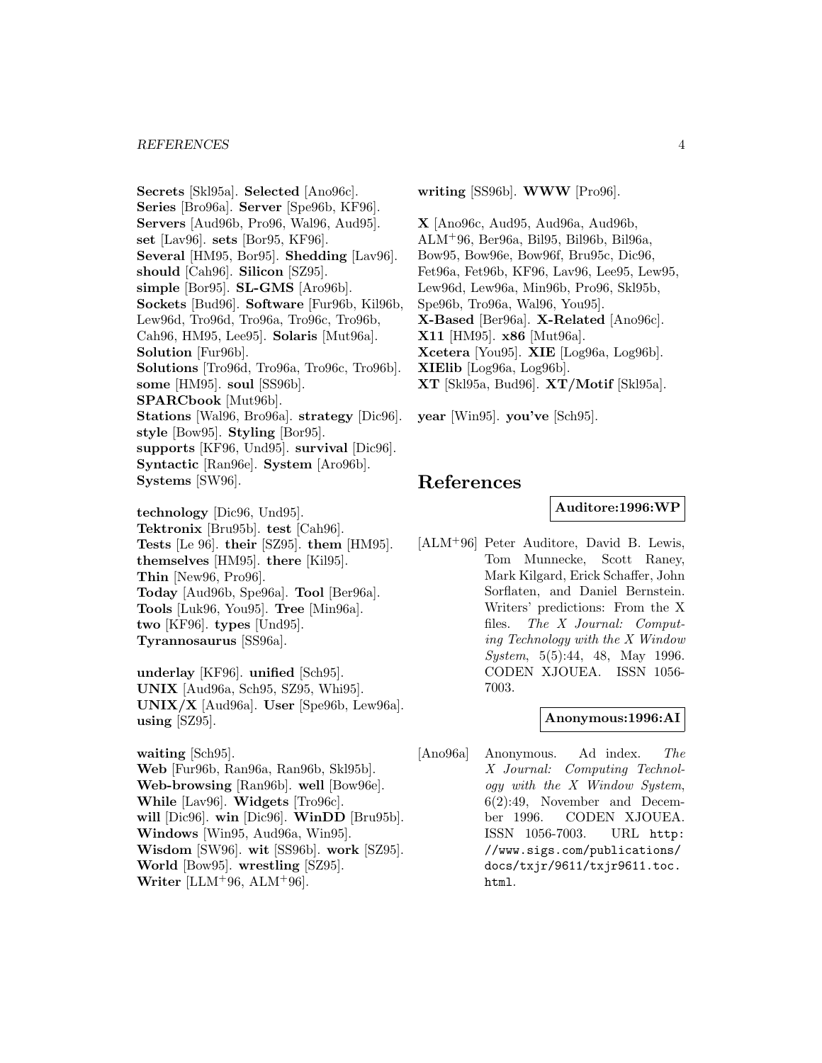**Secrets** [Skl95a]. **Selected** [Ano96c]. **Series** [Bro96a]. **Server** [Spe96b, KF96]. **Servers** [Aud96b, Pro96, Wal96, Aud95]. **set** [Lav96]. **sets** [Bor95, KF96]. **Several** [HM95, Bor95]. **Shedding** [Lav96]. **should** [Cah96]. **Silicon** [SZ95]. **simple** [Bor95]. **SL-GMS** [Aro96b]. **Sockets** [Bud96]. **Software** [Fur96b, Kil96b, Lew96d, Tro96d, Tro96a, Tro96c, Tro96b, Cah96, HM95, Lee95]. **Solaris** [Mut96a]. **Solution** [Fur96b]. **Solutions** [Tro96d, Tro96a, Tro96c, Tro96b]. **some** [HM95]. **soul** [SS96b]. **SPARCbook** [Mut96b]. **Stations** [Wal96, Bro96a]. **strategy** [Dic96]. **style** [Bow95]. **Styling** [Bor95]. **supports** [KF96, Und95]. **survival** [Dic96]. **Syntactic** [Ran96e]. **System** [Aro96b]. **Systems** [SW96].

**technology** [Dic96, Und95]. **Tektronix** [Bru95b]. **test** [Cah96]. **Tests** [Le 96]. **their** [SZ95]. **them** [HM95]. **themselves** [HM95]. **there** [Kil95]. **Thin** [New96, Pro96]. **Today** [Aud96b, Spe96a]. **Tool** [Ber96a]. **Tools** [Luk96, You95]. **Tree** [Min96a]. **two** [KF96]. **types** [Und95]. **Tyrannosaurus** [SS96a].

**underlay** [KF96]. **unified** [Sch95]. **UNIX** [Aud96a, Sch95, SZ95, Whi95]. **UNIX/X** [Aud96a]. **User** [Spe96b, Lew96a]. **using** [SZ95].

**waiting** [Sch95]. **Web** [Fur96b, Ran96a, Ran96b, Skl95b]. **Web-browsing** [Ran96b]. **well** [Bow96e]. **While** [Lav96]. **Widgets** [Tro96c]. **will** [Dic96]. **win** [Dic96]. **WinDD** [Bru95b]. **Windows** [Win95, Aud96a, Win95]. **Wisdom** [SW96]. **wit** [SS96b]. **work** [SZ95]. **World** [Bow95]. **wrestling** [SZ95]. **Writer** [LLM+96, ALM+96]. **writing** [SS96b]. **WWW** [Pro96].

**X** [Ano96c, Aud95, Aud96a, Aud96b, ALM+96, Ber96a, Bil95, Bil96b, Bil96a, Bow95, Bow96e, Bow96f, Bru95c, Dic96, Fet96a, Fet96b, KF96, Lav96, Lee95, Lew95, Lew96d, Lew96a, Min96b, Pro96, Skl95b, Spe96b, Tro96a, Wal96, You95]. **X-Based** [Ber96a]. **X-Related** [Ano96c]. **X11** [HM95]. **x86** [Mut96a]. **Xcetera** [You95]. **XIE** [Log96a, Log96b]. **XIElib** [Log96a, Log96b]. **XT** [Skl95a, Bud96]. **XT/Motif** [Skl95a].

**year** [Win95]. **you've** [Sch95].

# References

**Auditore:1996:WP**

[ALM+96] Peter Auditore, David B. Lewis, Tom Munnecke, Scott Raney, Mark Kilgard, Erick Schaffer, John Sorflaten, and Daniel Bernstein. Writers' predictions: From the X files. *The X Journal: Computing Technology with the X Window System*, 5(5):44, 48, May 1996. CODEN XJOUEA. ISSN 1056-7003.

**Anonymous:1996:AI**

[Ano96a] Anonymous. Ad index. *The X Journal: Computing Technology with the X Window System*, 6(2):49, November and December 1996. CODEN XJOUEA. ISSN 1056-7003. URL http://www.sigs.com/publications/docs/txjr/9611/txjr9611.toc.html.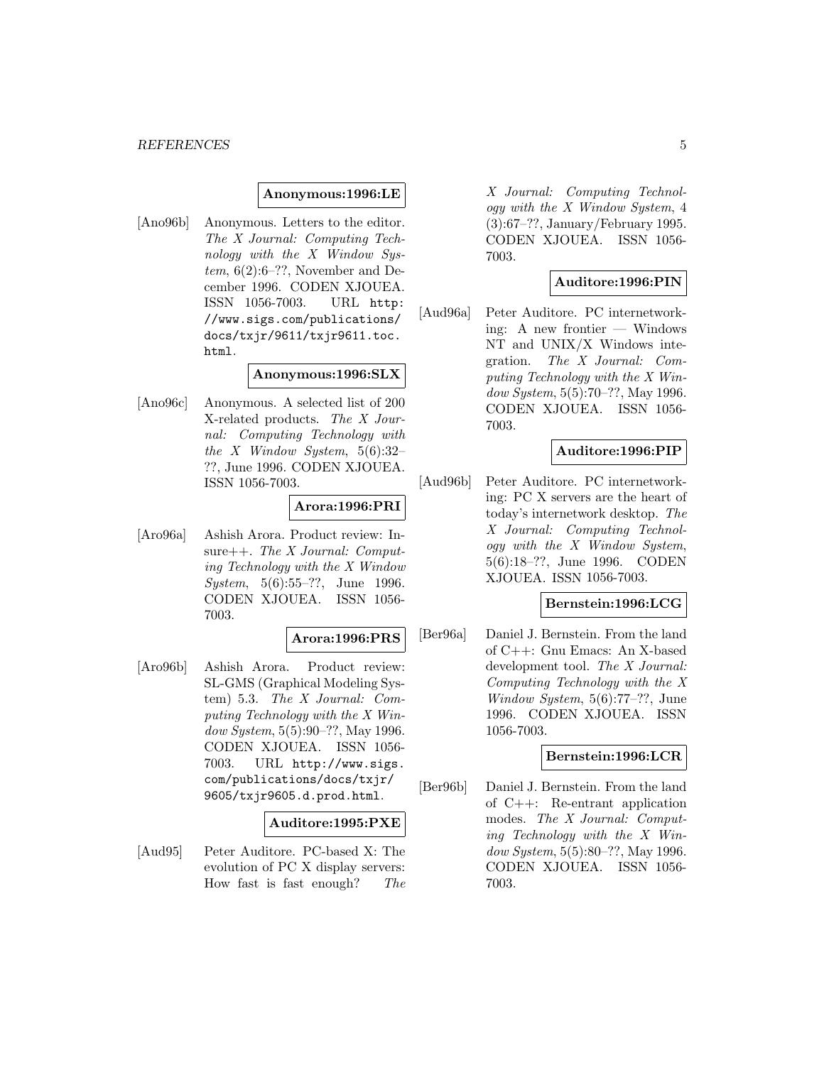**Anonymous:1996:LE**

[Ano96b] Anonymous. Letters to the editor. *The X Journal: Computing Technology with the X Window System*, 6(2):6–??, November and December 1996. CODEN XJOUEA. ISSN 1056-7003. URL http://www.sigs.com/publications/docs/txjr/9611/txjr9611.toc.html.

**Anonymous:1996:SLX**

[Ano96c] Anonymous. A selected list of 200 X-related products. *The X Journal: Computing Technology with the X Window System*, 5(6):32–??, June 1996. CODEN XJOUEA. ISSN 1056-7003.

**Arora:1996:PRI**

[Aro96a] Ashish Arora. Product review: Insure++. *The X Journal: Computing Technology with the X Window System*, 5(6):55–??, June 1996. CODEN XJOUEA. ISSN 1056-7003.

**Arora:1996:PRS**

[Aro96b] Ashish Arora. Product review: SL-GMS (Graphical Modeling System) 5.3. *The X Journal: Computing Technology with the X Window System*, 5(5):90–??, May 1996. CODEN XJOUEA. ISSN 1056-7003. URL http://www.sigs.com/publications/docs/txjr/9605/txjr9605.d.prod.html.

**Auditore:1995:PXE**

[Aud95] Peter Auditore. PC-based X: The evolution of PC X display servers: How fast is fast enough? *The X Journal: Computing Technology with the X Window System*, 4(3):67–??, January/February 1995. CODEN XJOUEA. ISSN 1056-7003.

**Auditore:1996:PIN**

[Aud96a] Peter Auditore. PC internetworking: A new frontier — Windows NT and UNIX/X Windows integration. *The X Journal: Computing Technology with the X Window System*, 5(5):70–??, May 1996. CODEN XJOUEA. ISSN 1056-7003.

**Auditore:1996:PIP**

[Aud96b] Peter Auditore. PC internetworking: PC X servers are the heart of today's internetwork desktop. *The X Journal: Computing Technology with the X Window System*, 5(6):18–??, June 1996. CODEN XJOUEA. ISSN 1056-7003.

**Bernstein:1996:LCG**

[Ber96a] Daniel J. Bernstein. From the land of C++: Gnu Emacs: An X-based development tool. *The X Journal: Computing Technology with the X Window System*, 5(6):77–??, June 1996. CODEN XJOUEA. ISSN 1056-7003.

**Bernstein:1996:LCR**

[Ber96b] Daniel J. Bernstein. From the land of C++: Re-entrant application modes. *The X Journal: Computing Technology with the X Window System*, 5(5):80–??, May 1996. CODEN XJOUEA. ISSN 1056-7003.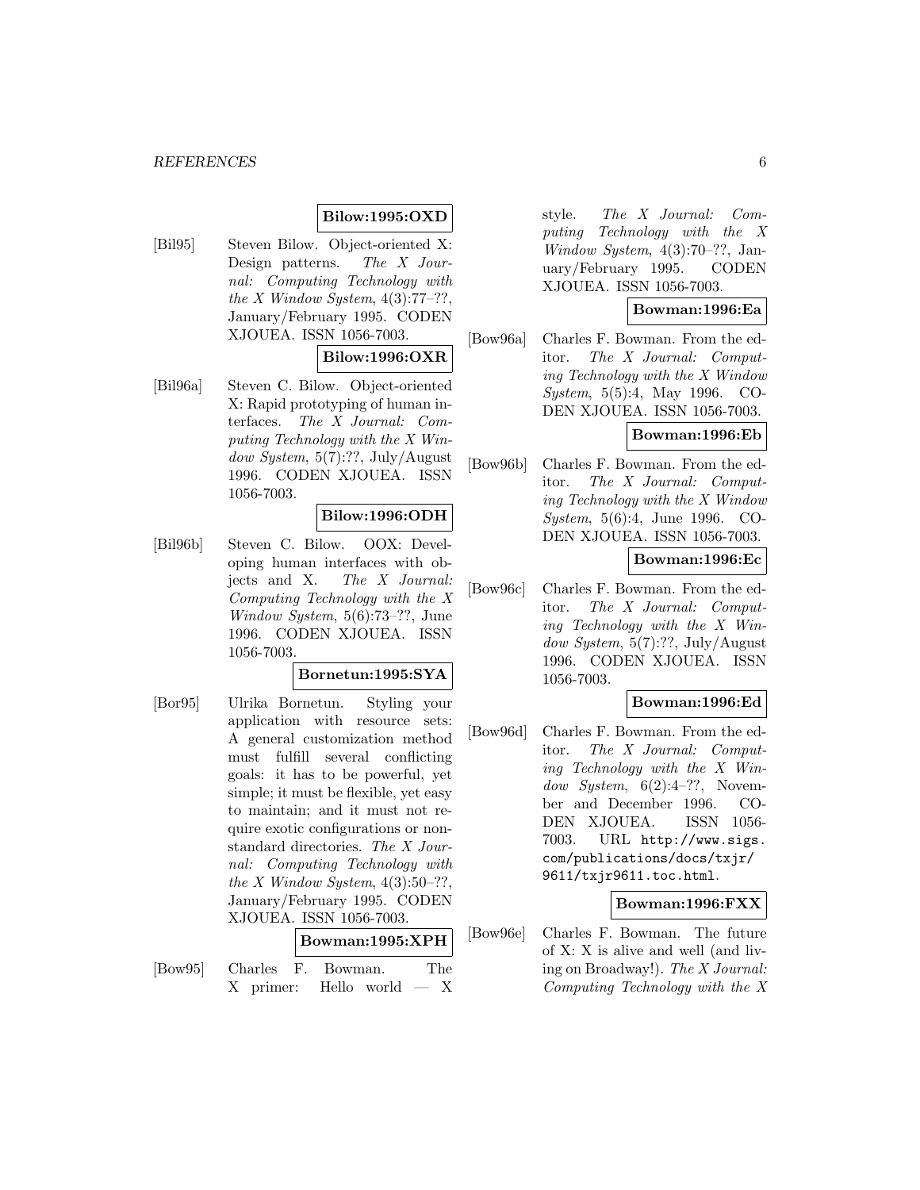**Bilow:1995:OXD**

[Bil95] Steven Bilow. Object-oriented X: Design patterns. *The X Journal: Computing Technology with the X Window System*, 4(3):77–??, January/February 1995. CODEN XJOUEA. ISSN 1056-7003.

**Bilow:1996:OXR**

[Bil96a] Steven C. Bilow. Object-oriented X: Rapid prototyping of human interfaces. *The X Journal: Computing Technology with the X Window System*, 5(7):??, July/August 1996. CODEN XJOUEA. ISSN 1056-7003.

**Bilow:1996:ODH**

[Bil96b] Steven C. Bilow. OOX: Developing human interfaces with objects and X. *The X Journal: Computing Technology with the X Window System*, 5(6):73–??, June 1996. CODEN XJOUEA. ISSN 1056-7003.

**Bornetun:1995:SYA**

[Bor95] Ulrika Bornetun. Styling your application with resource sets: A general customization method must fulfill several conflicting goals: it has to be powerful, yet simple; it must be flexible, yet easy to maintain; and it must not require exotic configurations or non-standard directories. *The X Journal: Computing Technology with the X Window System*, 4(3):50–??, January/February 1995. CODEN XJOUEA. ISSN 1056-7003.

**Bowman:1995:XPH**

[Bow95] Charles F. Bowman. The X primer: Hello world — X style. *The X Journal: Computing Technology with the X Window System*, 4(3):70–??, January/February 1995. CODEN XJOUEA. ISSN 1056-7003.

**Bowman:1996:Ea**

[Bow96a] Charles F. Bowman. From the editor. *The X Journal: Computing Technology with the X Window System*, 5(5):4, May 1996. CODEN XJOUEA. ISSN 1056-7003.

**Bowman:1996:Eb**

[Bow96b] Charles F. Bowman. From the editor. *The X Journal: Computing Technology with the X Window System*, 5(6):4, June 1996. CODEN XJOUEA. ISSN 1056-7003.

**Bowman:1996:Ec**

[Bow96c] Charles F. Bowman. From the editor. *The X Journal: Computing Technology with the X Window System*, 5(7):??, July/August 1996. CODEN XJOUEA. ISSN 1056-7003.

**Bowman:1996:Ed**

[Bow96d] Charles F. Bowman. From the editor. *The X Journal: Computing Technology with the X Window System*, 6(2):4–??, November and December 1996. CODEN XJOUEA. ISSN 1056-7003. URL `http://www.sigs.com/publications/docs/txjr/9611/txjr9611.toc.html`.

**Bowman:1996:FXX**

[Bow96e] Charles F. Bowman. The future of X: X is alive and well (and living on Broadway!). *The X Journal: Computing Technology with the X*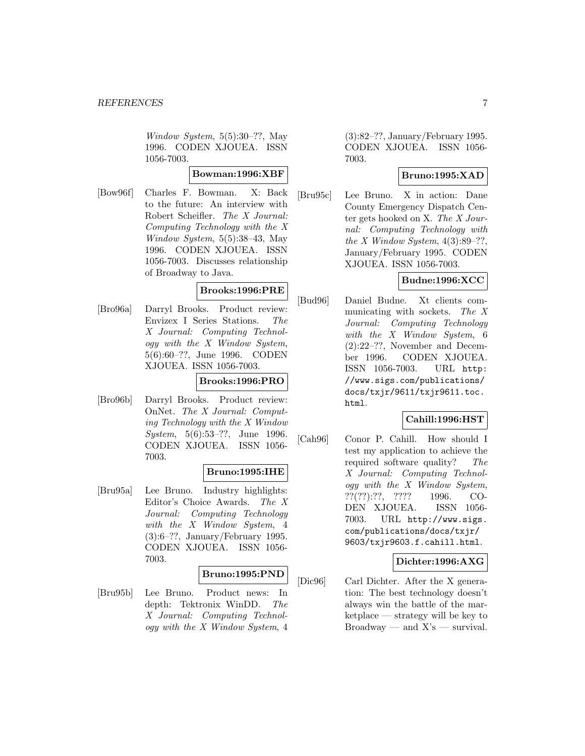*Window System*, 5(5):30–??, May 1996. CODEN XJOUEA. ISSN 1056-7003.

**Bowman:1996:XBF**

[Bow96f] Charles F. Bowman. X: Back to the future: An interview with Robert Scheifler. *The X Journal: Computing Technology with the X Window System*, 5(5):38–43, May 1996. CODEN XJOUEA. ISSN 1056-7003. Discusses relationship of Broadway to Java.

**Brooks:1996:PRE**

[Bro96a] Darryl Brooks. Product review: Envizex I Series Stations. *The X Journal: Computing Technology with the X Window System*, 5(6):60–??, June 1996. CODEN XJOUEA. ISSN 1056-7003.

**Brooks:1996:PRO**

[Bro96b] Darryl Brooks. Product review: OnNet. *The X Journal: Computing Technology with the X Window System*, 5(6):53–??, June 1996. CODEN XJOUEA. ISSN 1056-7003.

**Bruno:1995:IHE**

[Bru95a] Lee Bruno. Industry highlights: Editor's Choice Awards. *The X Journal: Computing Technology with the X Window System*, 4 (3):6–??, January/February 1995. CODEN XJOUEA. ISSN 1056-7003.

**Bruno:1995:PND**

[Bru95b] Lee Bruno. Product news: In depth: Tektronix WinDD. *The X Journal: Computing Technology with the X Window System*, 4 (3):82–??, January/February 1995. CODEN XJOUEA. ISSN 1056-7003.

**Bruno:1995:XAD**

[Bru95c] Lee Bruno. X in action: Dane County Emergency Dispatch Center gets hooked on X. *The X Journal: Computing Technology with the X Window System*, 4(3):89–??, January/February 1995. CODEN XJOUEA. ISSN 1056-7003.

**Budne:1996:XCC**

[Bud96] Daniel Budne. Xt clients communicating with sockets. *The X Journal: Computing Technology with the X Window System*, 6 (2):22–??, November and December 1996. CODEN XJOUEA. ISSN 1056-7003. URL http://www.sigs.com/publications/docs/txjr/9611/txjr9611.toc.html.

**Cahill:1996:HST**

[Cah96] Conor P. Cahill. How should I test my application to achieve the required software quality? *The X Journal: Computing Technology with the X Window System*, ??(??):??, ???? 1996. CODEN XJOUEA. ISSN 1056-7003. URL http://www.sigs.com/publications/docs/txjr/9603/txjr9603.f.cahill.html.

**Dichter:1996:AXG**

[Dic96] Carl Dichter. After the X generation: The best technology doesn't always win the battle of the marketplace — strategy will be key to Broadway — and X's — survival.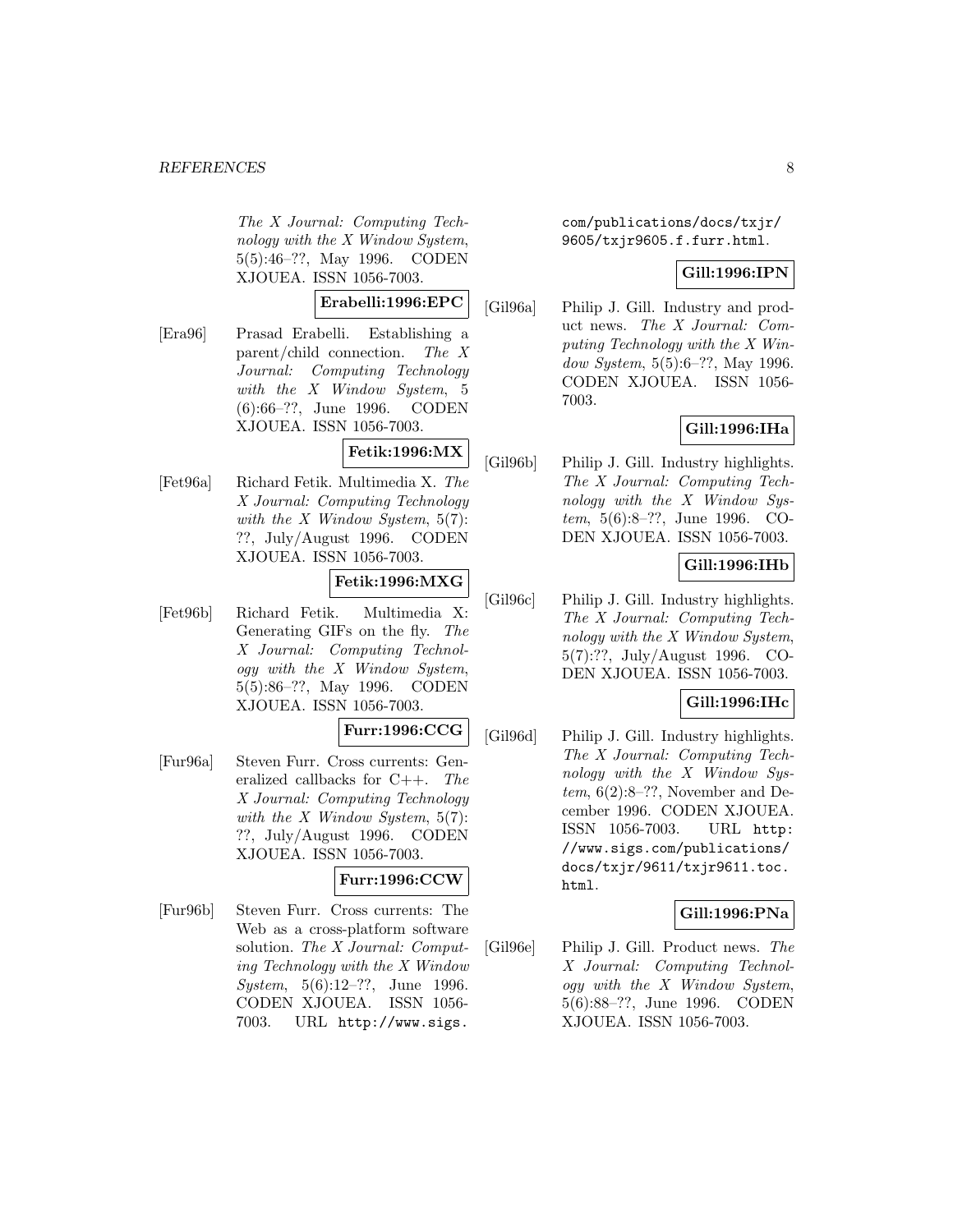*The X Journal: Computing Technology with the X Window System*, 5(5):46–??, May 1996. CODEN XJOUEA. ISSN 1056-7003.

**Erabelli:1996:EPC**

[Era96] Prasad Erabelli. Establishing a parent/child connection. *The X Journal: Computing Technology with the X Window System*, 5 (6):66–??, June 1996. CODEN XJOUEA. ISSN 1056-7003.

**Fetik:1996:MX**

[Fet96a] Richard Fetik. Multimedia X. *The X Journal: Computing Technology with the X Window System*, 5(7): ??, July/August 1996. CODEN XJOUEA. ISSN 1056-7003.

**Fetik:1996:MXG**

[Fet96b] Richard Fetik. Multimedia X: Generating GIFs on the fly. *The X Journal: Computing Technology with the X Window System*, 5(5):86–??, May 1996. CODEN XJOUEA. ISSN 1056-7003.

**Furr:1996:CCG**

[Fur96a] Steven Furr. Cross currents: Generalized callbacks for C++. *The X Journal: Computing Technology with the X Window System*, 5(7): ??, July/August 1996. CODEN XJOUEA. ISSN 1056-7003.

**Furr:1996:CCW**

[Fur96b] Steven Furr. Cross currents: The Web as a cross-platform software solution. *The X Journal: Computing Technology with the X Window System*, 5(6):12–??, June 1996. CODEN XJOUEA. ISSN 1056-7003. URL `http://www.sigs.com/publications/docs/txjr/9605/txjr9605.f.furr.html`.

**Gill:1996:IPN**

[Gil96a] Philip J. Gill. Industry and product news. *The X Journal: Computing Technology with the X Window System*, 5(5):6–??, May 1996. CODEN XJOUEA. ISSN 1056-7003.

**Gill:1996:IHa**

[Gil96b] Philip J. Gill. Industry highlights. *The X Journal: Computing Technology with the X Window System*, 5(6):8–??, June 1996. CODEN XJOUEA. ISSN 1056-7003.

**Gill:1996:IHb**

[Gil96c] Philip J. Gill. Industry highlights. *The X Journal: Computing Technology with the X Window System*, 5(7):??, July/August 1996. CODEN XJOUEA. ISSN 1056-7003.

**Gill:1996:IHc**

[Gil96d] Philip J. Gill. Industry highlights. *The X Journal: Computing Technology with the X Window System*, 6(2):8–??, November and December 1996. CODEN XJOUEA. ISSN 1056-7003. URL `http://www.sigs.com/publications/docs/txjr/9611/txjr9611.toc.html`.

**Gill:1996:PNa**

[Gil96e] Philip J. Gill. Product news. *The X Journal: Computing Technology with the X Window System*, 5(6):88–??, June 1996. CODEN XJOUEA. ISSN 1056-7003.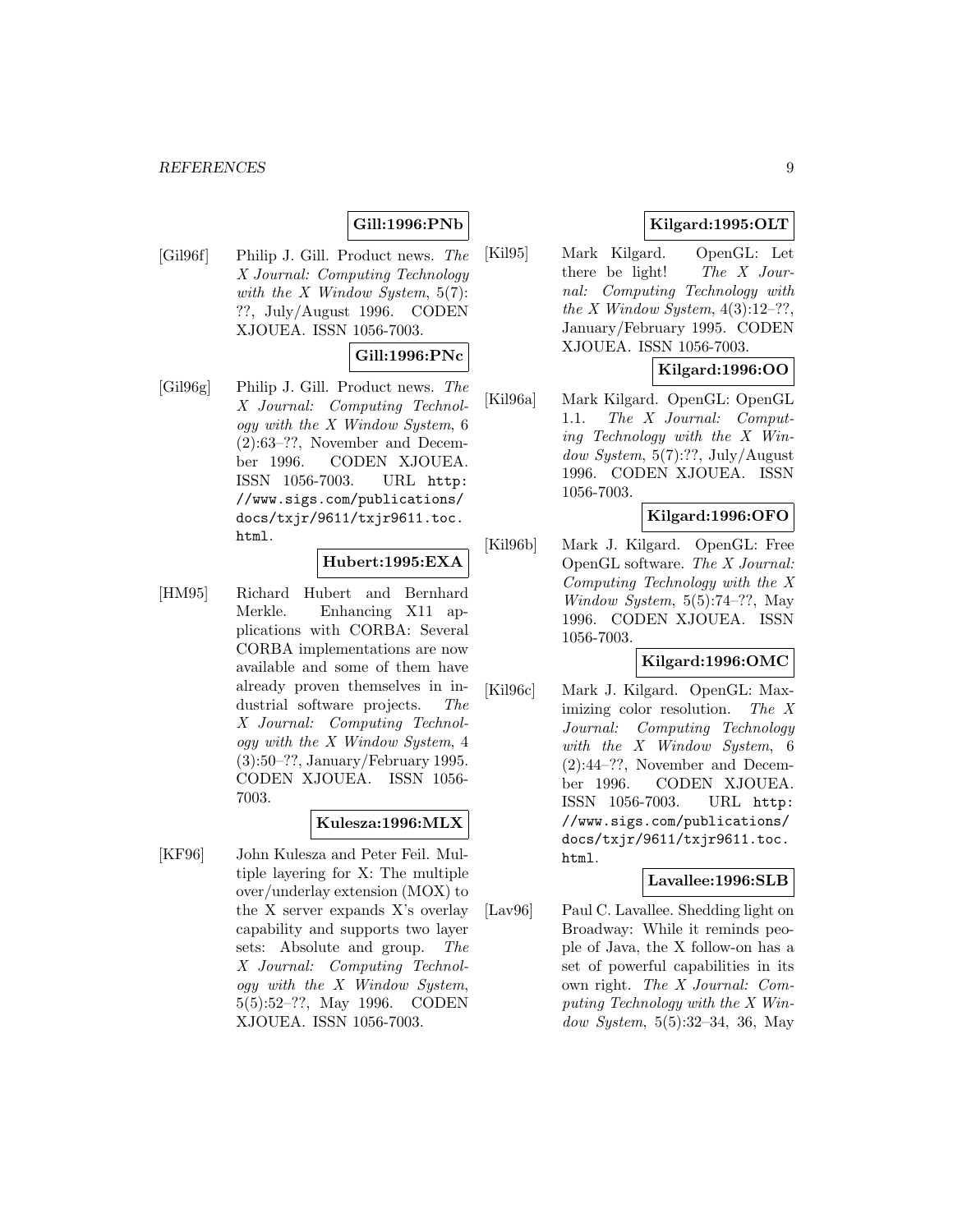**Gill:1996:PNb**

[Gil96f] Philip J. Gill. Product news. *The X Journal: Computing Technology with the X Window System*, 5(7): ??, July/August 1996. CODEN XJOUEA. ISSN 1056-7003.

**Gill:1996:PNc**

[Gil96g] Philip J. Gill. Product news. *The X Journal: Computing Technology with the X Window System*, 6 (2):63–??, November and December 1996. CODEN XJOUEA. ISSN 1056-7003. URL http://www.sigs.com/publications/docs/txjr/9611/txjr9611.toc.html.

**Hubert:1995:EXA**

[HM95] Richard Hubert and Bernhard Merkle. Enhancing X11 applications with CORBA: Several CORBA implementations are now available and some of them have already proven themselves in industrial software projects. *The X Journal: Computing Technology with the X Window System*, 4 (3):50–??, January/February 1995. CODEN XJOUEA. ISSN 1056-7003.

**Kulesza:1996:MLX**

[KF96] John Kulesza and Peter Feil. Multiple layering for X: The multiple over/underlay extension (MOX) to the X server expands X's overlay capability and supports two layer sets: Absolute and group. *The X Journal: Computing Technology with the X Window System*, 5(5):52–??, May 1996. CODEN XJOUEA. ISSN 1056-7003.

**Kilgard:1995:OLT**

[Kil95] Mark Kilgard. OpenGL: Let there be light! *The X Journal: Computing Technology with the X Window System*, 4(3):12–??, January/February 1995. CODEN XJOUEA. ISSN 1056-7003.

**Kilgard:1996:OO**

[Kil96a] Mark Kilgard. OpenGL: OpenGL 1.1. *The X Journal: Computing Technology with the X Window System*, 5(7):??, July/August 1996. CODEN XJOUEA. ISSN 1056-7003.

**Kilgard:1996:OFO**

[Kil96b] Mark J. Kilgard. OpenGL: Free OpenGL software. *The X Journal: Computing Technology with the X Window System*, 5(5):74–??, May 1996. CODEN XJOUEA. ISSN 1056-7003.

**Kilgard:1996:OMC**

[Kil96c] Mark J. Kilgard. OpenGL: Maximizing color resolution. *The X Journal: Computing Technology with the X Window System*, 6 (2):44–??, November and December 1996. CODEN XJOUEA. ISSN 1056-7003. URL http://www.sigs.com/publications/docs/txjr/9611/txjr9611.toc.html.

**Lavallee:1996:SLB**

[Lav96] Paul C. Lavallee. Shedding light on Broadway: While it reminds people of Java, the X follow-on has a set of powerful capabilities in its own right. *The X Journal: Computing Technology with the X Window System*, 5(5):32–34, 36, May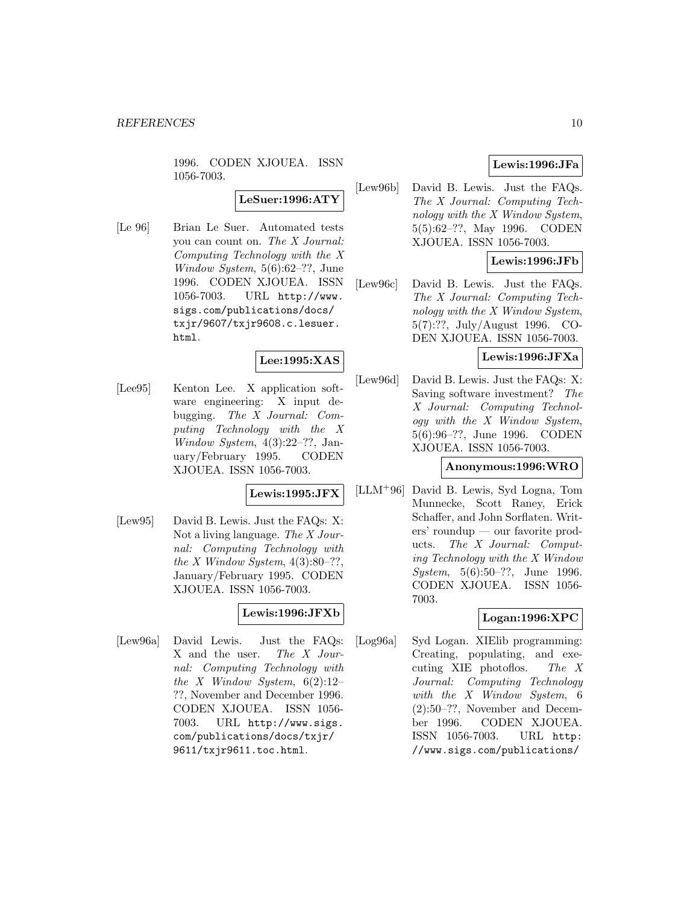1996. CODEN XJOUEA. ISSN 1056-7003.

**LeSuer:1996:ATY**

[Le 96] Brian Le Suer. Automated tests you can count on. *The X Journal: Computing Technology with the X Window System*, 5(6):62–??, June 1996. CODEN XJOUEA. ISSN 1056-7003. URL http://www.sigs.com/publications/docs/txjr/9607/txjr9608.c.lesuer.html.

**Lee:1995:XAS**

[Lee95] Kenton Lee. X application software engineering: X input debugging. *The X Journal: Computing Technology with the X Window System*, 4(3):22–??, January/February 1995. CODEN XJOUEA. ISSN 1056-7003.

**Lewis:1995:JFX**

[Lew95] David B. Lewis. Just the FAQs: X: Not a living language. *The X Journal: Computing Technology with the X Window System*, 4(3):80–??, January/February 1995. CODEN XJOUEA. ISSN 1056-7003.

**Lewis:1996:JFXb**

[Lew96a] David Lewis. Just the FAQs: X and the user. *The X Journal: Computing Technology with the X Window System*, 6(2):12–??, November and December 1996. CODEN XJOUEA. ISSN 1056-7003. URL http://www.sigs.com/publications/docs/txjr/9611/txjr9611.toc.html.

**Lewis:1996:JFa**

[Lew96b] David B. Lewis. Just the FAQs. *The X Journal: Computing Technology with the X Window System*, 5(5):62–??, May 1996. CODEN XJOUEA. ISSN 1056-7003.

**Lewis:1996:JFb**

[Lew96c] David B. Lewis. Just the FAQs. *The X Journal: Computing Technology with the X Window System*, 5(7):??, July/August 1996. CODEN XJOUEA. ISSN 1056-7003.

**Lewis:1996:JFXa**

[Lew96d] David B. Lewis. Just the FAQs: X: Saving software investment? *The X Journal: Computing Technology with the X Window System*, 5(6):96–??, June 1996. CODEN XJOUEA. ISSN 1056-7003.

**Anonymous:1996:WRO**

[LLM+96] David B. Lewis, Syd Logna, Tom Munnecke, Scott Raney, Erick Schaffer, and John Sorflaten. Writers' roundup — our favorite products. *The X Journal: Computing Technology with the X Window System*, 5(6):50–??, June 1996. CODEN XJOUEA. ISSN 1056-7003.

**Logan:1996:XPC**

[Log96a] Syd Logan. XIElib programming: Creating, populating, and executing XIE photoflos. *The X Journal: Computing Technology with the X Window System*, 6 (2):50–??, November and December 1996. CODEN XJOUEA. ISSN 1056-7003. URL http://www.sigs.com/publications/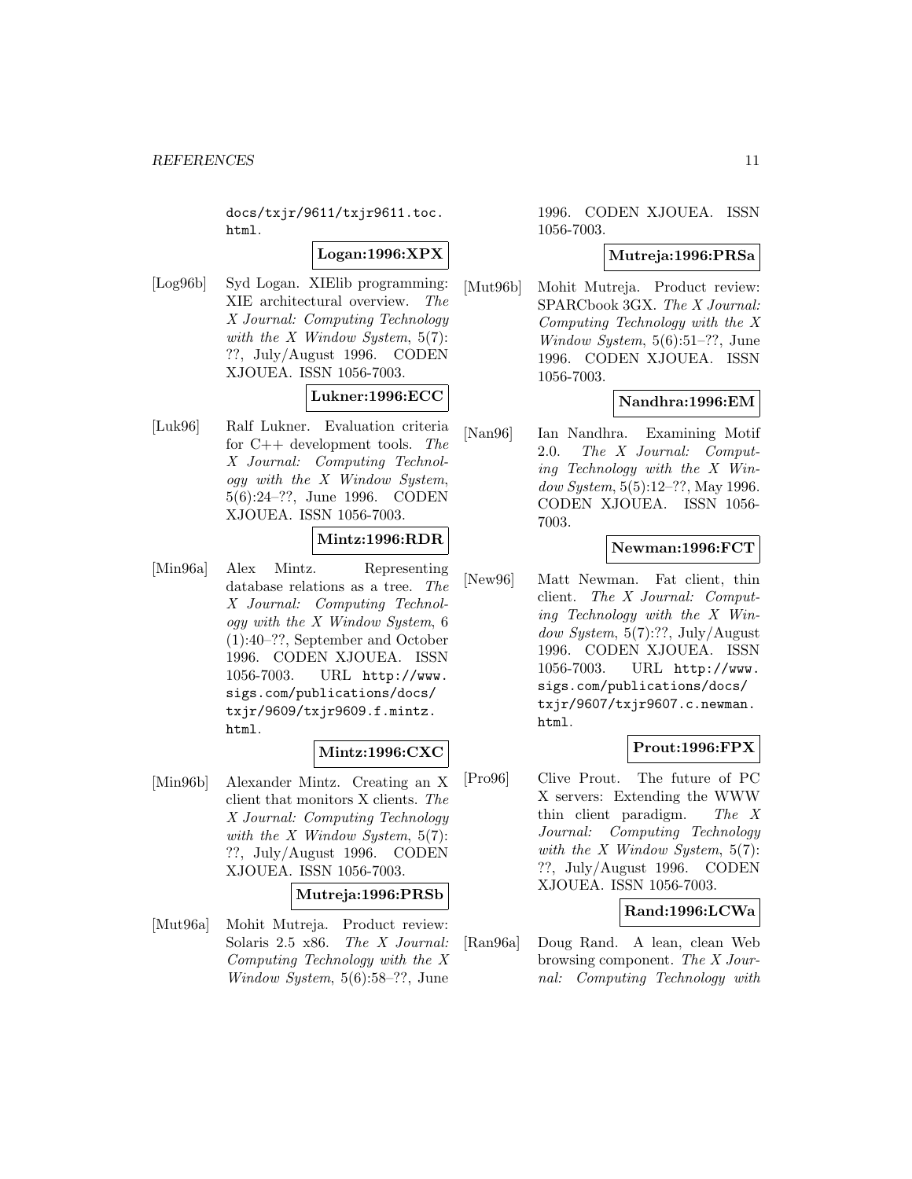docs/txjr/9611/txjr9611.toc.html.

**Logan:1996:XPX**

[Log96b] Syd Logan. XIElib programming: XIE architectural overview. *The X Journal: Computing Technology with the X Window System*, 5(7): ??, July/August 1996. CODEN XJOUEA. ISSN 1056-7003.

**Lukner:1996:ECC**

[Luk96] Ralf Lukner. Evaluation criteria for C++ development tools. *The X Journal: Computing Technology with the X Window System*, 5(6):24–??, June 1996. CODEN XJOUEA. ISSN 1056-7003.

**Mintz:1996:RDR**

[Min96a] Alex Mintz. Representing database relations as a tree. *The X Journal: Computing Technology with the X Window System*, 6 (1):40–??, September and October 1996. CODEN XJOUEA. ISSN 1056-7003. URL http://www.sigs.com/publications/docs/txjr/9609/txjr9609.f.mintz.html.

**Mintz:1996:CXC**

[Min96b] Alexander Mintz. Creating an X client that monitors X clients. *The X Journal: Computing Technology with the X Window System*, 5(7): ??, July/August 1996. CODEN XJOUEA. ISSN 1056-7003.

**Mutreja:1996:PRSb**

[Mut96a] Mohit Mutreja. Product review: Solaris 2.5 x86. *The X Journal: Computing Technology with the X Window System*, 5(6):58–??, June 1996. CODEN XJOUEA. ISSN 1056-7003.

**Mutreja:1996:PRSa**

[Mut96b] Mohit Mutreja. Product review: SPARCbook 3GX. *The X Journal: Computing Technology with the X Window System*, 5(6):51–??, June 1996. CODEN XJOUEA. ISSN 1056-7003.

**Nandhra:1996:EM**

[Nan96] Ian Nandhra. Examining Motif 2.0. *The X Journal: Computing Technology with the X Window System*, 5(5):12–??, May 1996. CODEN XJOUEA. ISSN 1056-7003.

**Newman:1996:FCT**

[New96] Matt Newman. Fat client, thin client. *The X Journal: Computing Technology with the X Window System*, 5(7):??, July/August 1996. CODEN XJOUEA. ISSN 1056-7003. URL http://www.sigs.com/publications/docs/txjr/9607/txjr9607.c.newman.html.

**Prout:1996:FPX**

[Pro96] Clive Prout. The future of PC X servers: Extending the WWW thin client paradigm. *The X Journal: Computing Technology with the X Window System*, 5(7): ??, July/August 1996. CODEN XJOUEA. ISSN 1056-7003.

**Rand:1996:LCWa**

[Ran96a] Doug Rand. A lean, clean Web browsing component. *The X Journal: Computing Technology with*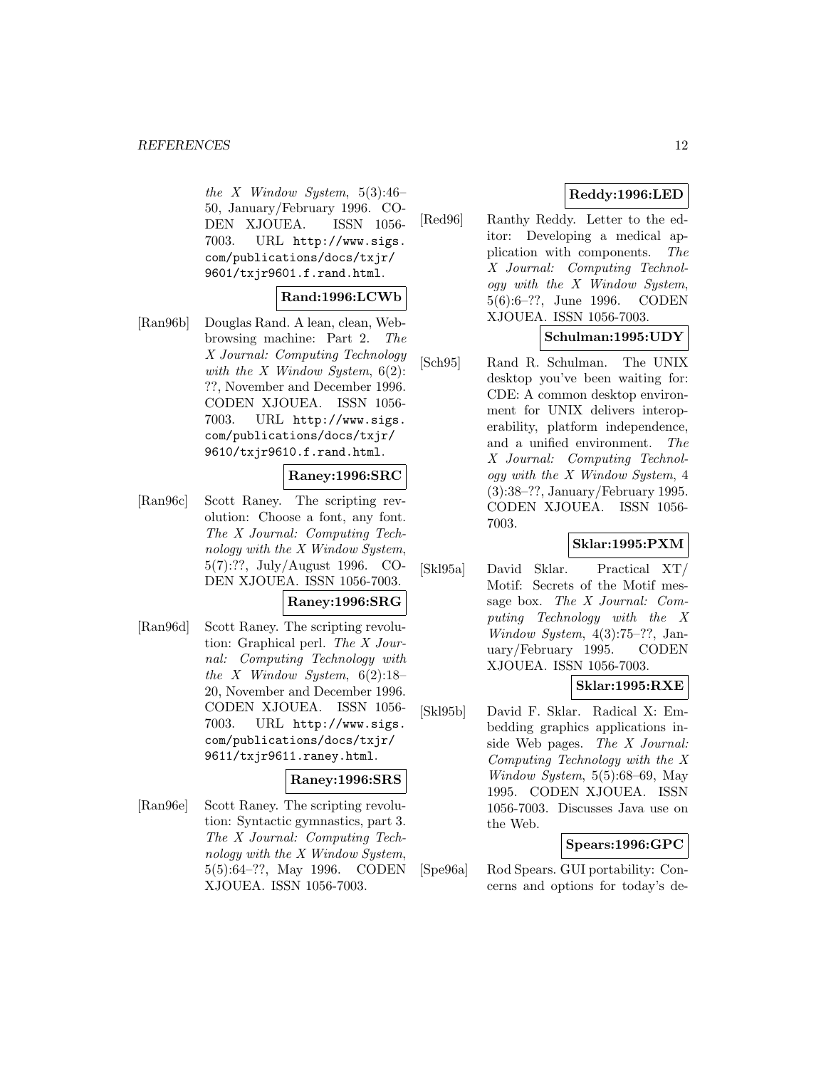*the X Window System*, 5(3):46–50, January/February 1996. CODEN XJOUEA. ISSN 1056-7003. URL http://www.sigs.com/publications/docs/txjr/9601/txjr9601.f.rand.html.

**Rand:1996:LCWb**

[Ran96b] Douglas Rand. A lean, clean, Web-browsing machine: Part 2. *The X Journal: Computing Technology with the X Window System*, 6(2):??, November and December 1996. CODEN XJOUEA. ISSN 1056-7003. URL http://www.sigs.com/publications/docs/txjr/9610/txjr9610.f.rand.html.

**Raney:1996:SRC**

[Ran96c] Scott Raney. The scripting revolution: Choose a font, any font. *The X Journal: Computing Technology with the X Window System*, 5(7):??, July/August 1996. CODEN XJOUEA. ISSN 1056-7003.

**Raney:1996:SRG**

[Ran96d] Scott Raney. The scripting revolution: Graphical perl. *The X Journal: Computing Technology with the X Window System*, 6(2):18–20, November and December 1996. CODEN XJOUEA. ISSN 1056-7003. URL http://www.sigs.com/publications/docs/txjr/9611/txjr9611.raney.html.

**Raney:1996:SRS**

[Ran96e] Scott Raney. The scripting revolution: Syntactic gymnastics, part 3. *The X Journal: Computing Technology with the X Window System*, 5(5):64–??, May 1996. CODEN XJOUEA. ISSN 1056-7003.

**Reddy:1996:LED**

[Red96] Ranthy Reddy. Letter to the editor: Developing a medical application with components. *The X Journal: Computing Technology with the X Window System*, 5(6):6–??, June 1996. CODEN XJOUEA. ISSN 1056-7003.

**Schulman:1995:UDY**

[Sch95] Rand R. Schulman. The UNIX desktop you've been waiting for: CDE: A common desktop environment for UNIX delivers interoperability, platform independence, and a unified environment. *The X Journal: Computing Technology with the X Window System*, 4 (3):38–??, January/February 1995. CODEN XJOUEA. ISSN 1056-7003.

**Sklar:1995:PXM**

[Skl95a] David Sklar. Practical XT/Motif: Secrets of the Motif message box. *The X Journal: Computing Technology with the X Window System*, 4(3):75–??, January/February 1995. CODEN XJOUEA. ISSN 1056-7003.

**Sklar:1995:RXE**

[Skl95b] David F. Sklar. Radical X: Embedding graphics applications inside Web pages. *The X Journal: Computing Technology with the X Window System*, 5(5):68–69, May 1995. CODEN XJOUEA. ISSN 1056-7003. Discusses Java use on the Web.

**Spears:1996:GPC**

[Spe96a] Rod Spears. GUI portability: Concerns and options for today's de-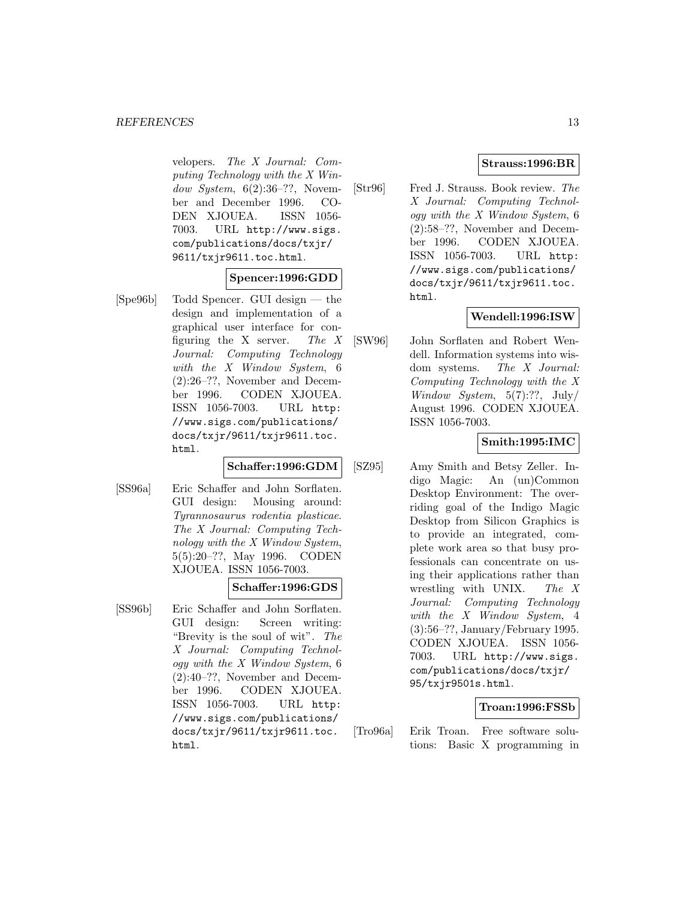velopers. *The X Journal: Computing Technology with the X Window System*, 6(2):36–??, November and December 1996. CODEN XJOUEA. ISSN 1056-7003. URL http://www.sigs.com/publications/docs/txjr/9611/txjr9611.toc.html.

**Spencer:1996:GDD**

[Spe96b] Todd Spencer. GUI design — the design and implementation of a graphical user interface for configuring the X server. *The X Journal: Computing Technology with the X Window System*, 6 (2):26–??, November and December 1996. CODEN XJOUEA. ISSN 1056-7003. URL http://www.sigs.com/publications/docs/txjr/9611/txjr9611.toc.html.

**Schaffer:1996:GDM**

[SS96a] Eric Schaffer and John Sorflaten. GUI design: Mousing around: *Tyrannosaurus rodentia plasticae*. *The X Journal: Computing Technology with the X Window System*, 5(5):20–??, May 1996. CODEN XJOUEA. ISSN 1056-7003.

**Schaffer:1996:GDS**

[SS96b] Eric Schaffer and John Sorflaten. GUI design: Screen writing: "Brevity is the soul of wit". *The X Journal: Computing Technology with the X Window System*, 6 (2):40–??, November and December 1996. CODEN XJOUEA. ISSN 1056-7003. URL http://www.sigs.com/publications/docs/txjr/9611/txjr9611.toc.html.

**Strauss:1996:BR**

[Str96] Fred J. Strauss. Book review. *The X Journal: Computing Technology with the X Window System*, 6 (2):58–??, November and December 1996. CODEN XJOUEA. ISSN 1056-7003. URL http://www.sigs.com/publications/docs/txjr/9611/txjr9611.toc.html.

**Wendell:1996:ISW**

[SW96] John Sorflaten and Robert Wendell. Information systems into wisdom systems. *The X Journal: Computing Technology with the X Window System*, 5(7):??, July/August 1996. CODEN XJOUEA. ISSN 1056-7003.

**Smith:1995:IMC**

[SZ95] Amy Smith and Betsy Zeller. Indigo Magic: An (un)Common Desktop Environment: The overriding goal of the Indigo Magic Desktop from Silicon Graphics is to provide an integrated, complete work area so that busy professionals can concentrate on using their applications rather than wrestling with UNIX. *The X Journal: Computing Technology with the X Window System*, 4 (3):56–??, January/February 1995. CODEN XJOUEA. ISSN 1056-7003. URL http://www.sigs.com/publications/docs/txjr/95/txjr9501s.html.

**Troan:1996:FSSb**

[Tro96a] Erik Troan. Free software solutions: Basic X programming in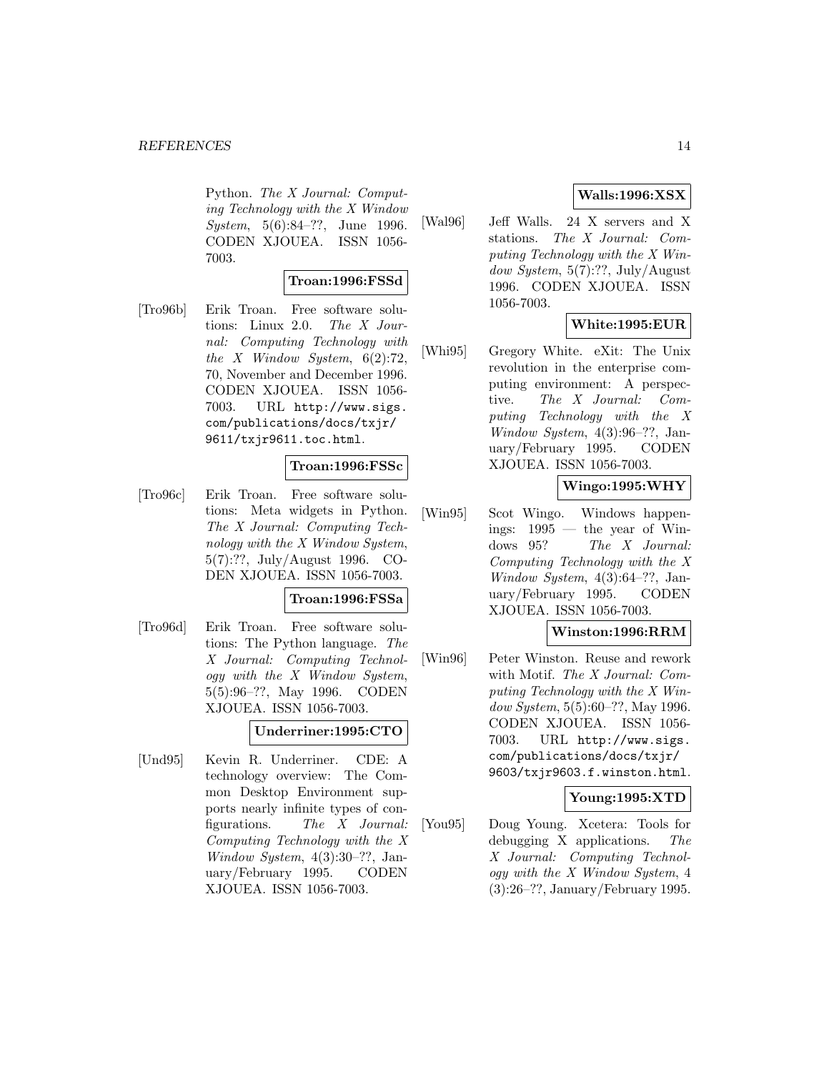Python. *The X Journal: Computing Technology with the X Window System*, 5(6):84–??, June 1996. CODEN XJOUEA. ISSN 1056-7003.

**Troan:1996:FSSd**

[Tro96b] Erik Troan. Free software solutions: Linux 2.0. *The X Journal: Computing Technology with the X Window System*, 6(2):72, 70, November and December 1996. CODEN XJOUEA. ISSN 1056-7003. URL `http://www.sigs.com/publications/docs/txjr/9611/txjr9611.toc.html`.

**Troan:1996:FSSc**

[Tro96c] Erik Troan. Free software solutions: Meta widgets in Python. *The X Journal: Computing Technology with the X Window System*, 5(7):??, July/August 1996. CODEN XJOUEA. ISSN 1056-7003.

**Troan:1996:FSSa**

[Tro96d] Erik Troan. Free software solutions: The Python language. *The X Journal: Computing Technology with the X Window System*, 5(5):96–??, May 1996. CODEN XJOUEA. ISSN 1056-7003.

**Underriner:1995:CTO**

[Und95] Kevin R. Underriner. CDE: A technology overview: The Common Desktop Environment supports nearly infinite types of configurations. *The X Journal: Computing Technology with the X Window System*, 4(3):30–??, January/February 1995. CODEN XJOUEA. ISSN 1056-7003.

**Walls:1996:XSX**

[Wal96] Jeff Walls. 24 X servers and X stations. *The X Journal: Computing Technology with the X Window System*, 5(7):??, July/August 1996. CODEN XJOUEA. ISSN 1056-7003.

**White:1995:EUR**

[Whi95] Gregory White. eXit: The Unix revolution in the enterprise computing environment: A perspective. *The X Journal: Computing Technology with the X Window System*, 4(3):96–??, January/February 1995. CODEN XJOUEA. ISSN 1056-7003.

**Wingo:1995:WHY**

[Win95] Scot Wingo. Windows happenings: 1995 — the year of Windows 95? *The X Journal: Computing Technology with the X Window System*, 4(3):64–??, January/February 1995. CODEN XJOUEA. ISSN 1056-7003.

**Winston:1996:RRM**

[Win96] Peter Winston. Reuse and rework with Motif. *The X Journal: Computing Technology with the X Window System*, 5(5):60–??, May 1996. CODEN XJOUEA. ISSN 1056-7003. URL `http://www.sigs.com/publications/docs/txjr/9603/txjr9603.f.winston.html`.

**Young:1995:XTD**

[You95] Doug Young. Xcetera: Tools for debugging X applications. *The X Journal: Computing Technology with the X Window System*, 4 (3):26–??, January/February 1995.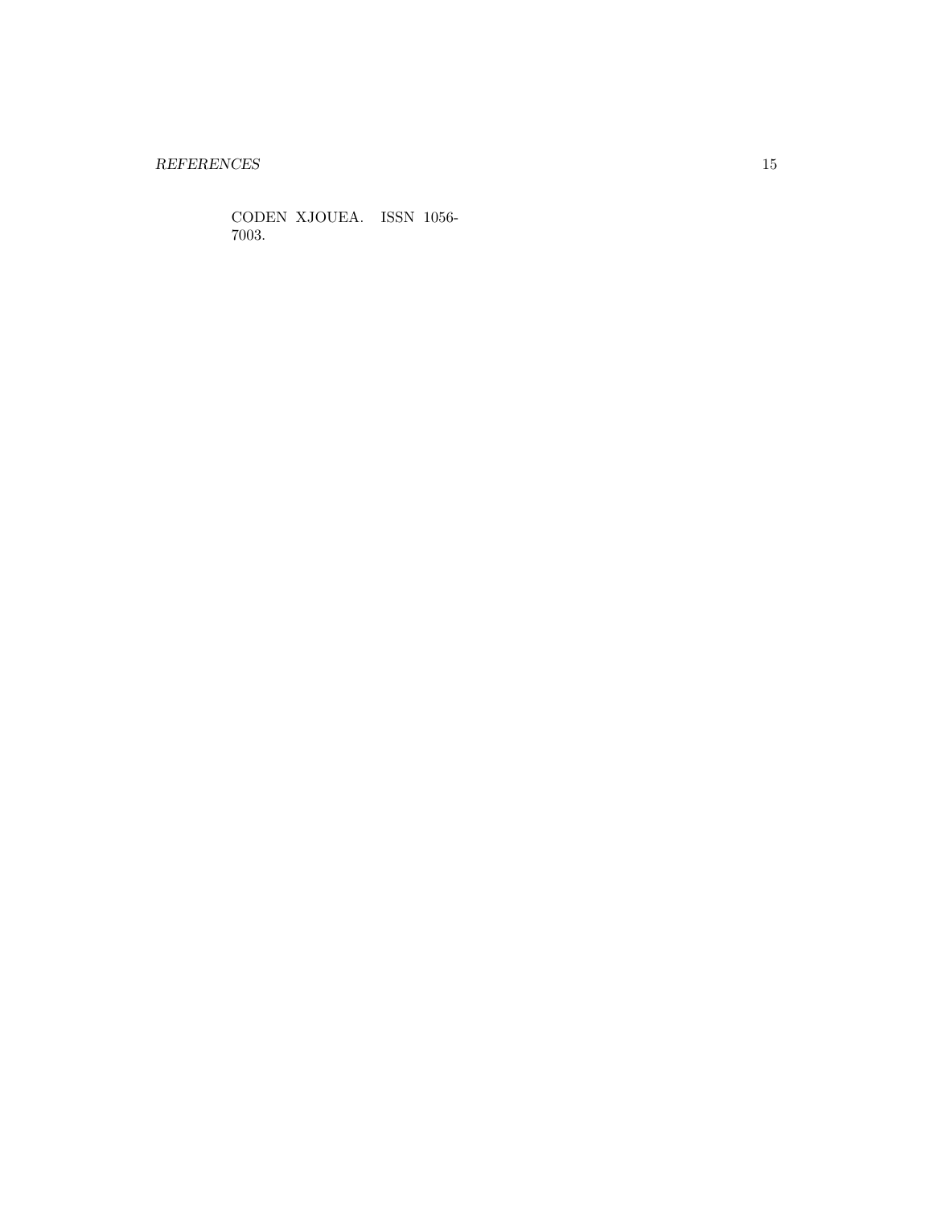CODEN XJOUEA. ISSN 1056-7003.